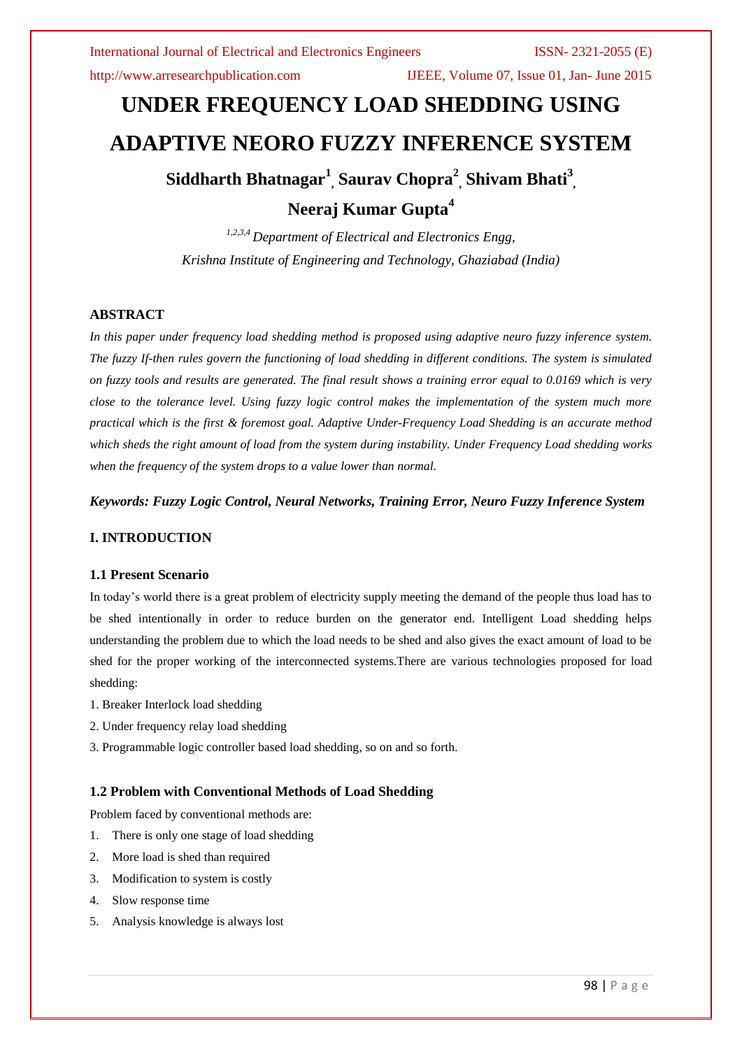# UNDER FREQUENCY LOAD SHEDDING USING ADAPTIVE NEORO FUZZY INFERENCE SYSTEM

**Siddharth Bhatnagar[1], Saurav Chopra[2], Shivam Bhati[3], Neeraj Kumar Gupta[4]**

*[1,2,3,4] Department of Electrical and Electronics Engg, Krishna Institute of Engineering and Technology, Ghaziabad (India)*

## ABSTRACT

*In this paper under frequency load shedding method is proposed using adaptive neuro fuzzy inference system. The fuzzy If-then rules govern the functioning of load shedding in different conditions. The system is simulated on fuzzy tools and results are generated. The final result shows a training error equal to 0.0169 which is very close to the tolerance level. Using fuzzy logic control makes the implementation of the system much more practical which is the first & foremost goal. Adaptive Under-Frequency Load Shedding is an accurate method which sheds the right amount of load from the system during instability. Under Frequency Load shedding works when the frequency of the system drops to a value lower than normal.*

***Keywords: Fuzzy Logic Control, Neural Networks, Training Error, Neuro Fuzzy Inference System***

## I. INTRODUCTION

### 1.1 Present Scenario

In today's world there is a great problem of electricity supply meeting the demand of the people thus load has to be shed intentionally in order to reduce burden on the generator end. Intelligent Load shedding helps understanding the problem due to which the load needs to be shed and also gives the exact amount of load to be shed for the proper working of the interconnected systems.There are various technologies proposed for load shedding:

1. Breaker Interlock load shedding
2. Under frequency relay load shedding
3. Programmable logic controller based load shedding, so on and so forth.

### 1.2 Problem with Conventional Methods of Load Shedding

Problem faced by conventional methods are:

1. There is only one stage of load shedding
2. More load is shed than required
3. Modification to system is costly
4. Slow response time
5. Analysis knowledge is always lost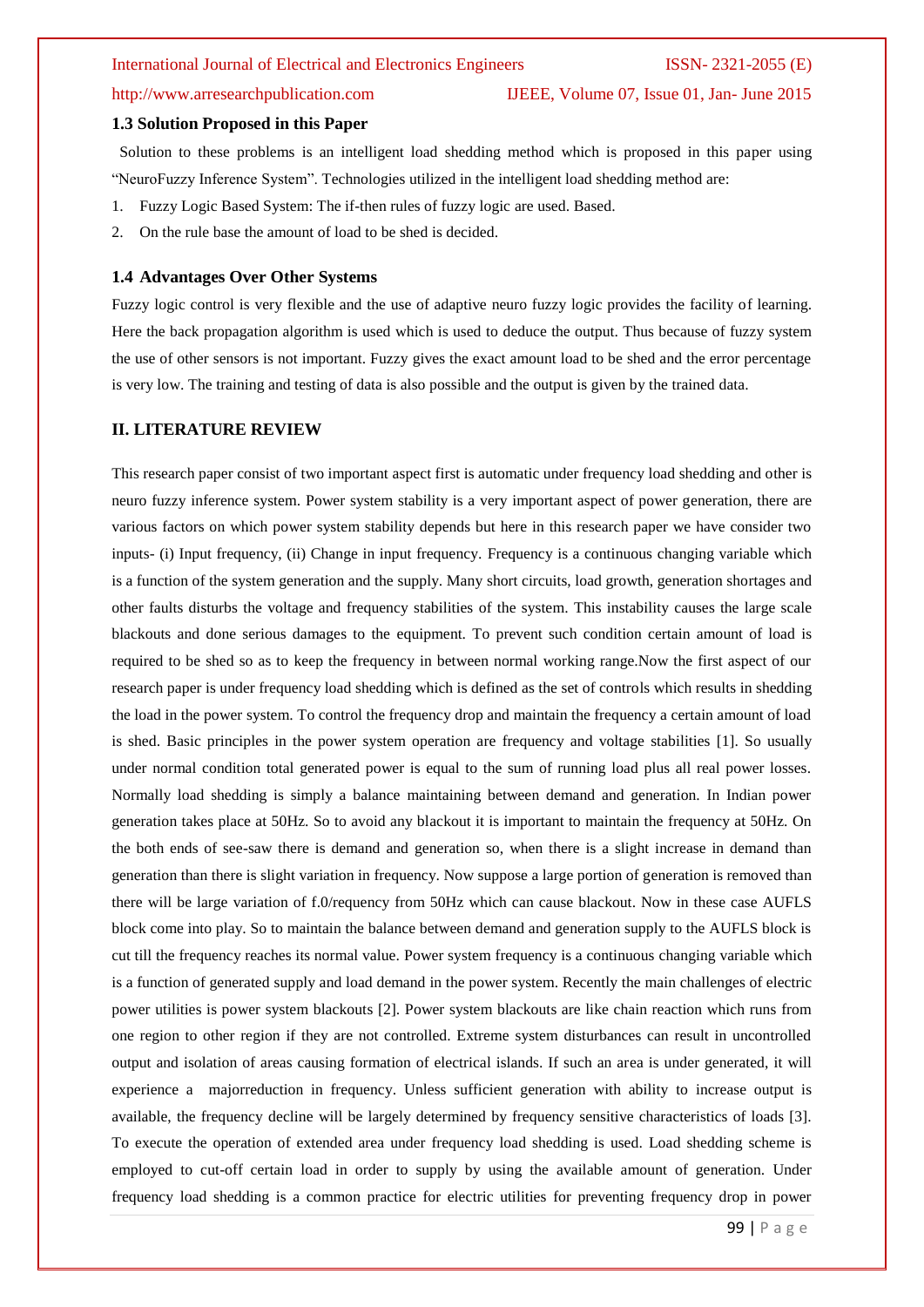### 1.3 Solution Proposed in this Paper

Solution to these problems is an intelligent load shedding method which is proposed in this paper using "NeuroFuzzy Inference System". Technologies utilized in the intelligent load shedding method are:

1. Fuzzy Logic Based System: The if-then rules of fuzzy logic are used. Based.
2. On the rule base the amount of load to be shed is decided.

### 1.4 Advantages Over Other Systems

Fuzzy logic control is very flexible and the use of adaptive neuro fuzzy logic provides the facility of learning. Here the back propagation algorithm is used which is used to deduce the output. Thus because of fuzzy system the use of other sensors is not important. Fuzzy gives the exact amount load to be shed and the error percentage is very low. The training and testing of data is also possible and the output is given by the trained data.

## II. LITERATURE REVIEW

This research paper consist of two important aspect first is automatic under frequency load shedding and other is neuro fuzzy inference system. Power system stability is a very important aspect of power generation, there are various factors on which power system stability depends but here in this research paper we have consider two inputs- (i) Input frequency, (ii) Change in input frequency. Frequency is a continuous changing variable which is a function of the system generation and the supply. Many short circuits, load growth, generation shortages and other faults disturbs the voltage and frequency stabilities of the system. This instability causes the large scale blackouts and done serious damages to the equipment. To prevent such condition certain amount of load is required to be shed so as to keep the frequency in between normal working range.Now the first aspect of our research paper is under frequency load shedding which is defined as the set of controls which results in shedding the load in the power system. To control the frequency drop and maintain the frequency a certain amount of load is shed. Basic principles in the power system operation are frequency and voltage stabilities [1]. So usually under normal condition total generated power is equal to the sum of running load plus all real power losses. Normally load shedding is simply a balance maintaining between demand and generation. In Indian power generation takes place at 50Hz. So to avoid any blackout it is important to maintain the frequency at 50Hz. On the both ends of see-saw there is demand and generation so, when there is a slight increase in demand than generation than there is slight variation in frequency. Now suppose a large portion of generation is removed than there will be large variation of f.0/requency from 50Hz which can cause blackout. Now in these case AUFLS block come into play. So to maintain the balance between demand and generation supply to the AUFLS block is cut till the frequency reaches its normal value. Power system frequency is a continuous changing variable which is a function of generated supply and load demand in the power system. Recently the main challenges of electric power utilities is power system blackouts [2]. Power system blackouts are like chain reaction which runs from one region to other region if they are not controlled. Extreme system disturbances can result in uncontrolled output and isolation of areas causing formation of electrical islands. If such an area is under generated, it will experience a majorreduction in frequency. Unless sufficient generation with ability to increase output is available, the frequency decline will be largely determined by frequency sensitive characteristics of loads [3]. To execute the operation of extended area under frequency load shedding is used. Load shedding scheme is employed to cut-off certain load in order to supply by using the available amount of generation. Under frequency load shedding is a common practice for electric utilities for preventing frequency drop in power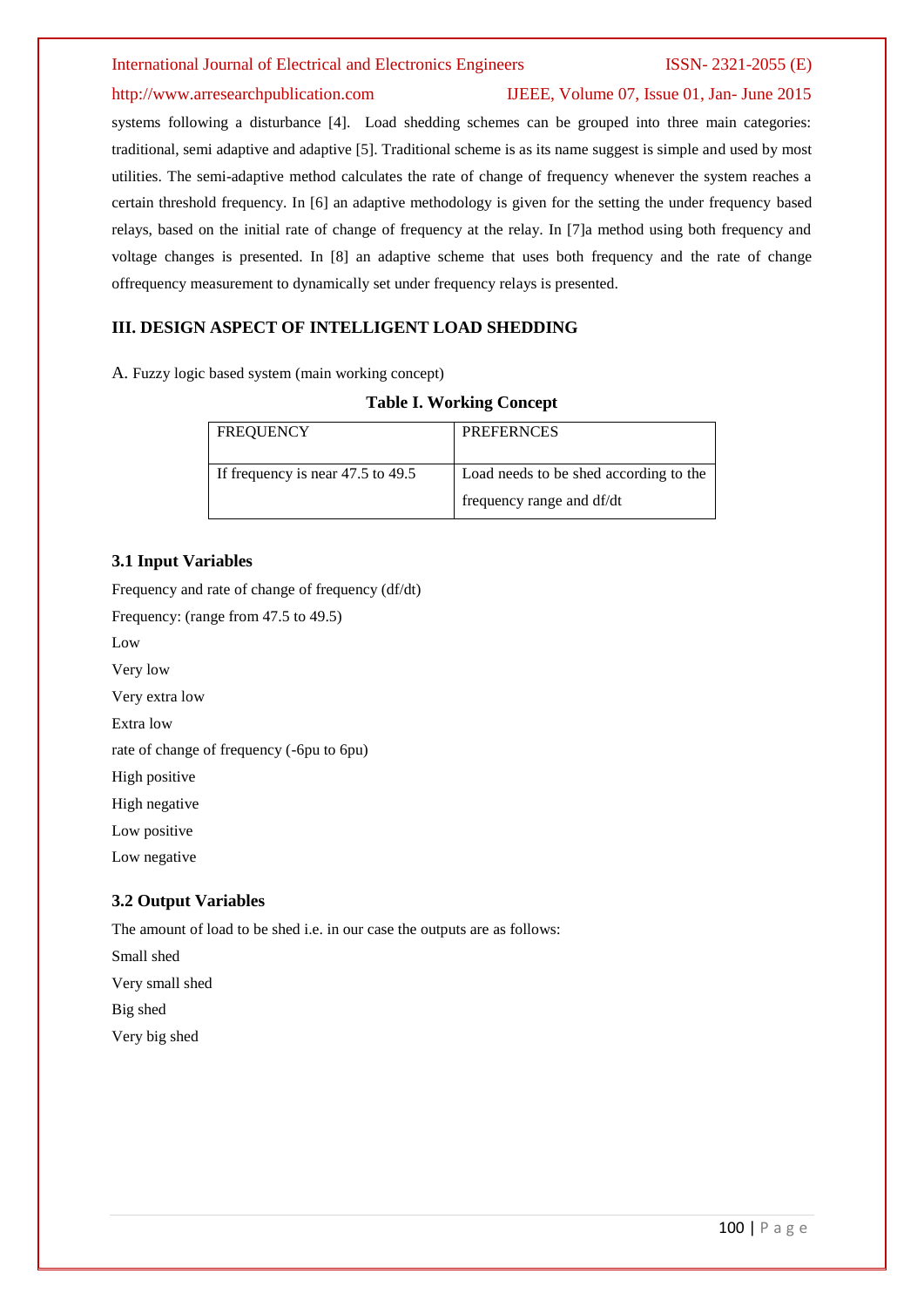systems following a disturbance [4]. Load shedding schemes can be grouped into three main categories: traditional, semi adaptive and adaptive [5]. Traditional scheme is as its name suggest is simple and used by most utilities. The semi-adaptive method calculates the rate of change of frequency whenever the system reaches a certain threshold frequency. In [6] an adaptive methodology is given for the setting the under frequency based relays, based on the initial rate of change of frequency at the relay. In [7]a method using both frequency and voltage changes is presented. In [8] an adaptive scheme that uses both frequency and the rate of change offrequency measurement to dynamically set under frequency relays is presented.

## III. DESIGN ASPECT OF INTELLIGENT LOAD SHEDDING

A. Fuzzy logic based system (main working concept)

**Table I. Working Concept**

| FREQUENCY | PREFERNCES |
|---|---|
| If frequency is near 47.5 to 49.5 | Load needs to be shed according to the frequency range and df/dt |

### 3.1 Input Variables

Frequency and rate of change of frequency (df/dt)

Frequency: (range from 47.5 to 49.5)

Low

Very low

Very extra low

Extra low

rate of change of frequency (-6pu to 6pu)

High positive

High negative

Low positive

Low negative

### 3.2 Output Variables

The amount of load to be shed i.e. in our case the outputs are as follows:

Small shed

Very small shed

Big shed

Very big shed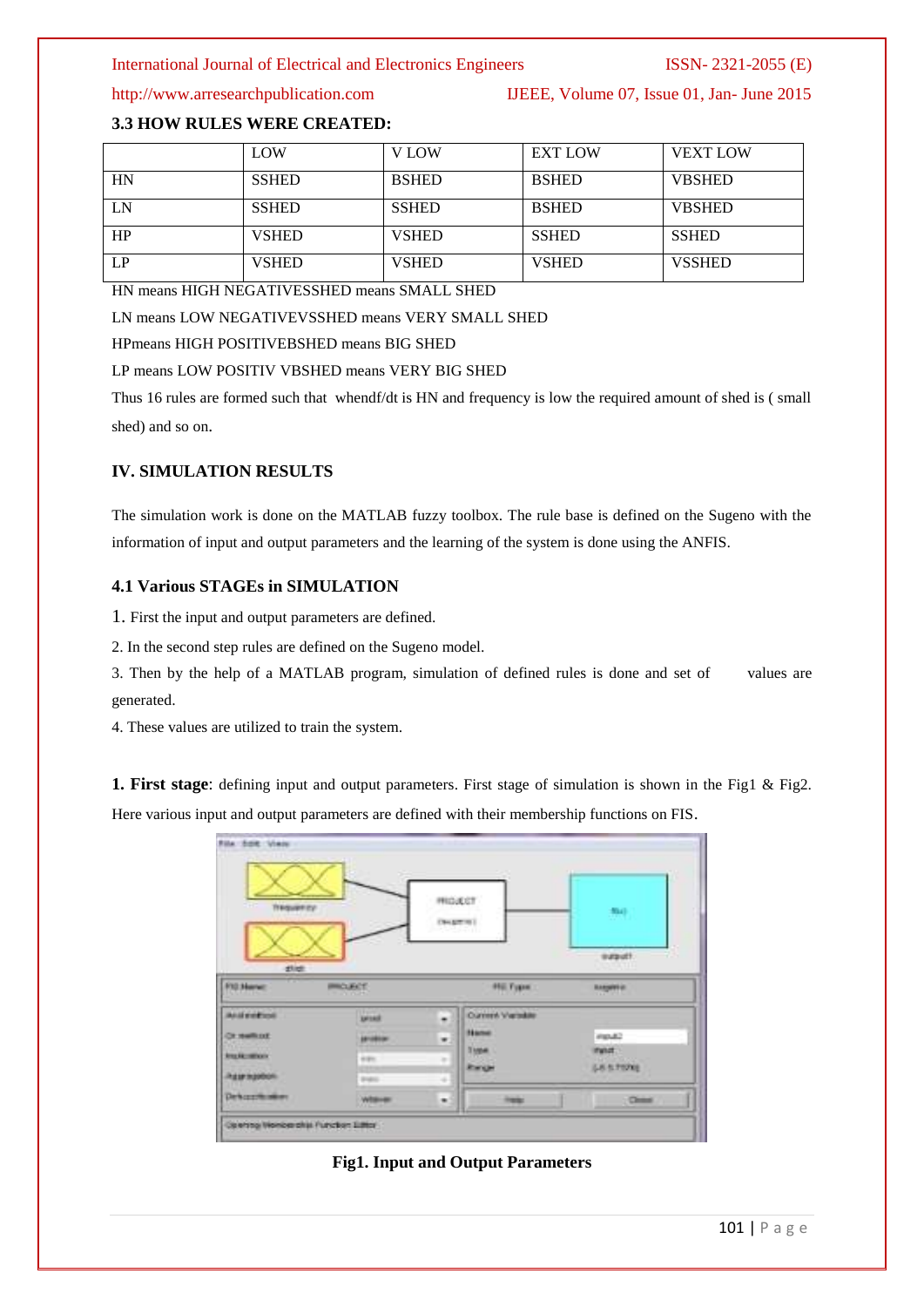### 3.3 HOW RULES WERE CREATED:

| | LOW | V LOW | EXT LOW | VEXT LOW |
|---|---|---|---|---|
| HN | SSHED | BSHED | BSHED | VBSHED |
| LN | SSHED | SSHED | BSHED | VBSHED |
| HP | VSHED | VSHED | SSHED | SSHED |
| LP | VSHED | VSHED | VSHED | VSSHED |

HN means HIGH NEGATIVESSHED means SMALL SHED

LN means LOW NEGATIVEVSSHED means VERY SMALL SHED

HPmeans HIGH POSITIVEBSHED means BIG SHED

LP means LOW POSITIV VBSHED means VERY BIG SHED

Thus 16 rules are formed such that whendf/dt is HN and frequency is low the required amount of shed is ( small shed) and so on.

## IV. SIMULATION RESULTS

The simulation work is done on the MATLAB fuzzy toolbox. The rule base is defined on the Sugeno with the information of input and output parameters and the learning of the system is done using the ANFIS.

### 4.1 Various STAGEs in SIMULATION

1. First the input and output parameters are defined.
2. In the second step rules are defined on the Sugeno model.
3. Then by the help of a MATLAB program, simulation of defined rules is done and set of values are generated.
4. These values are utilized to train the system.

**1. First stage**: defining input and output parameters. First stage of simulation is shown in the Fig1 & Fig2. Here various input and output parameters are defined with their membership functions on FIS.

**Fig1. Input and Output Parameters**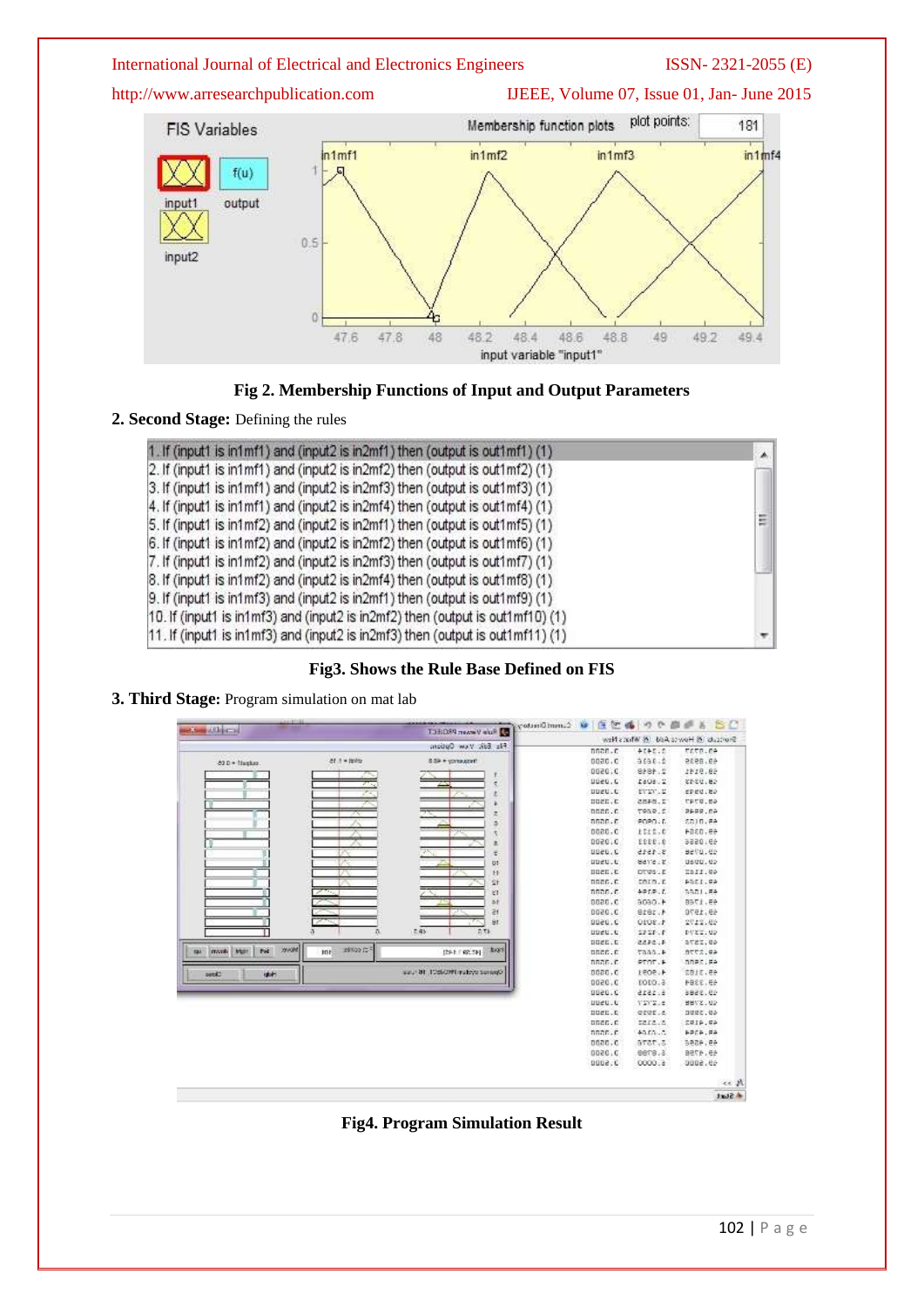Fig 2. **Membership Functions of Input and Output Parameters**

**2. Second Stage:** Defining the rules

1. If (input1 is in1mf1) and (input2 is in2mf1) then (output is out1mf1) (1)
2. If (input1 is in1mf1) and (input2 is in2mf2) then (output is out1mf2) (1)
3. If (input1 is in1mf1) and (input2 is in2mf3) then (output is out1mf3) (1)
4. If (input1 is in1mf1) and (input2 is in2mf4) then (output is out1mf4) (1)
5. If (input1 is in1mf2) and (input2 is in2mf1) then (output is out1mf5) (1)
6. If (input1 is in1mf2) and (input2 is in2mf2) then (output is out1mf6) (1)
7. If (input1 is in1mf2) and (input2 is in2mf3) then (output is out1mf7) (1)
8. If (input1 is in1mf2) and (input2 is in2mf4) then (output is out1mf8) (1)
9. If (input1 is in1mf3) and (input2 is in2mf1) then (output is out1mf9) (1)
10. If (input1 is in1mf3) and (input2 is in2mf2) then (output is out1mf10) (1)
11. If (input1 is in1mf3) and (input2 is in2mf3) then (output is out1mf11) (1)

**Fig3. Shows the Rule Base Defined on FIS**

**3. Third Stage:** Program simulation on mat lab

**Fig4. Program Simulation Result**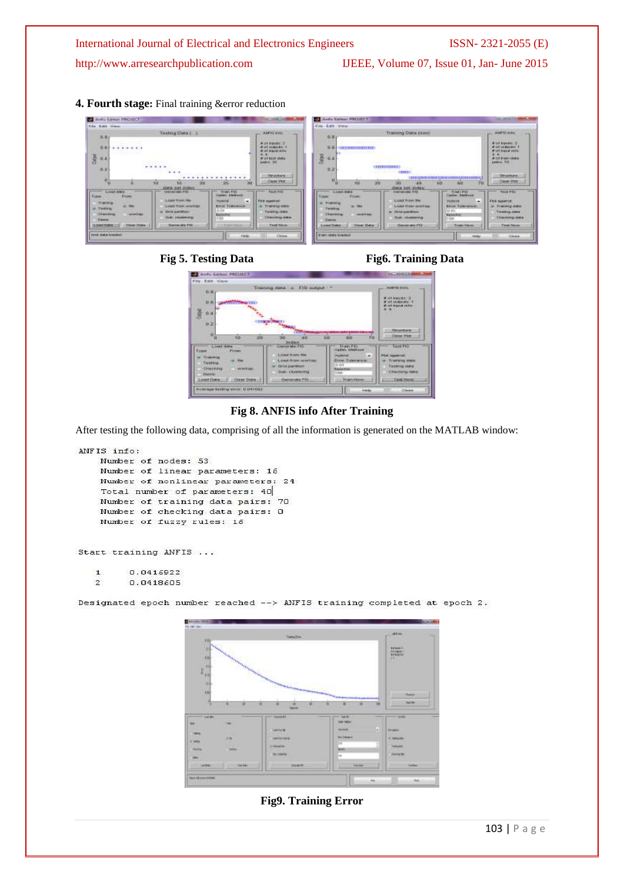**4. Fourth stage:** Final training &error reduction

Fig 5. Testing Data

Fig6. Training Data

Fig 8. ANFIS info After Training

After testing the following data, comprising of all the information is generated on the MATLAB window:

```
ANFIS info:
    Number of nodes: 53
    Number of linear parameters: 16
    Number of nonlinear parameters: 24
    Total number of parameters: 40
    Number of training data pairs: 70
    Number of checking data pairs: 0
    Number of fuzzy rules: 16


Start training ANFIS ...

    1      0.0416922
    2      0.0418605

Designated epoch number reached --> ANFIS training completed at epoch 2.
```

Fig9. Training Error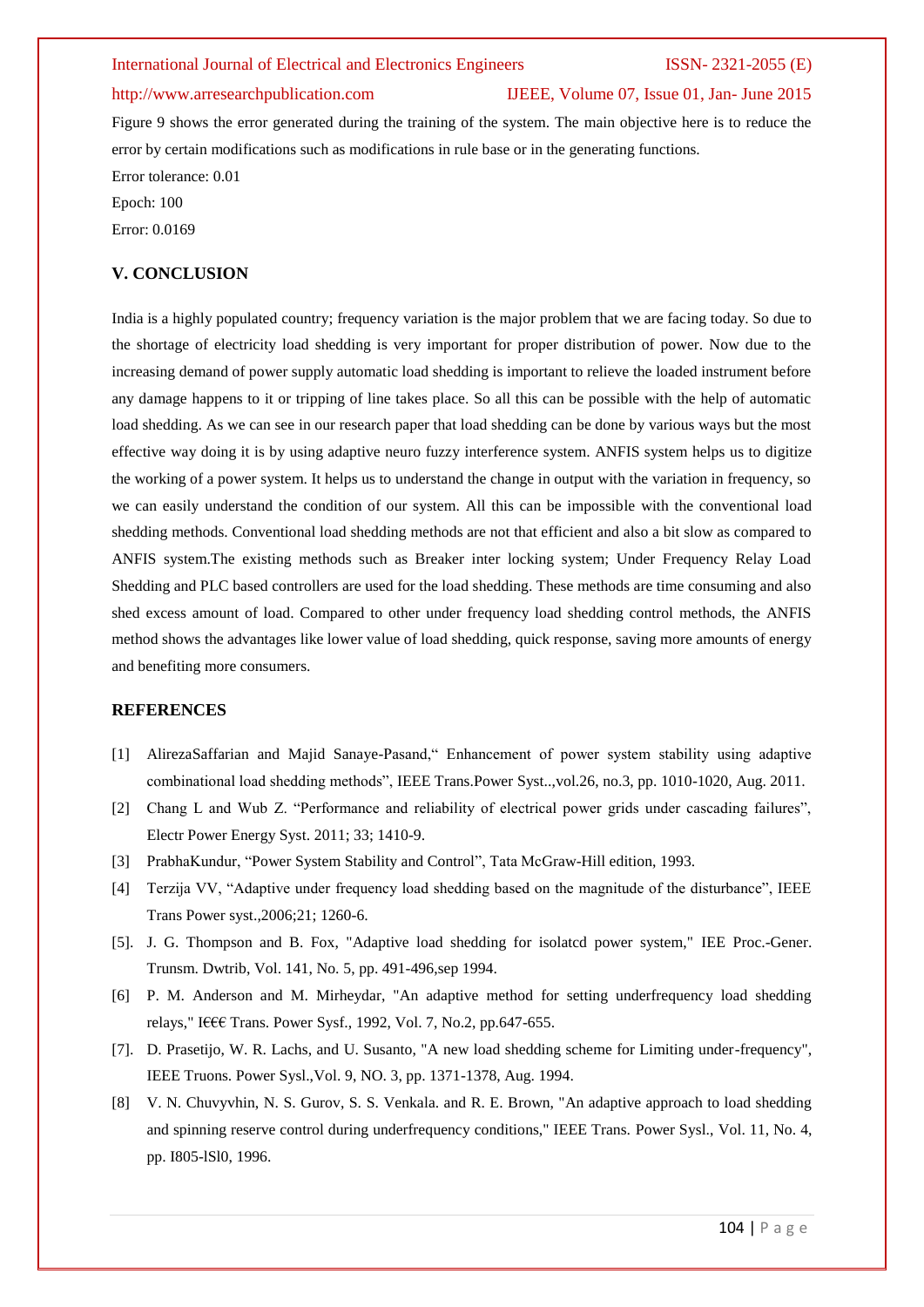Figure 9 shows the error generated during the training of the system. The main objective here is to reduce the error by certain modifications such as modifications in rule base or in the generating functions.

Error tolerance: 0.01

Epoch: 100

Error: 0.0169

## V. CONCLUSION

India is a highly populated country; frequency variation is the major problem that we are facing today. So due to the shortage of electricity load shedding is very important for proper distribution of power. Now due to the increasing demand of power supply automatic load shedding is important to relieve the loaded instrument before any damage happens to it or tripping of line takes place. So all this can be possible with the help of automatic load shedding. As we can see in our research paper that load shedding can be done by various ways but the most effective way doing it is by using adaptive neuro fuzzy interference system. ANFIS system helps us to digitize the working of a power system. It helps us to understand the change in output with the variation in frequency, so we can easily understand the condition of our system. All this can be impossible with the conventional load shedding methods. Conventional load shedding methods are not that efficient and also a bit slow as compared to ANFIS system.The existing methods such as Breaker inter locking system; Under Frequency Relay Load Shedding and PLC based controllers are used for the load shedding. These methods are time consuming and also shed excess amount of load. Compared to other under frequency load shedding control methods, the ANFIS method shows the advantages like lower value of load shedding, quick response, saving more amounts of energy and benefiting more consumers.

## REFERENCES

[1] AlirezaSaffarian and Majid Sanaye-Pasand,“ Enhancement of power system stability using adaptive combinational load shedding methods”, IEEE Trans.Power Syst..,vol.26, no.3, pp. 1010-1020, Aug. 2011.

[2] Chang L and Wub Z. “Performance and reliability of electrical power grids under cascading failures”, Electr Power Energy Syst. 2011; 33; 1410-9.

[3] PrabhaKundur, “Power System Stability and Control”, Tata McGraw-Hill edition, 1993.

[4] Terzija VV, “Adaptive under frequency load shedding based on the magnitude of the disturbance”, IEEE Trans Power syst.,2006;21; 1260-6.

[5]. J. G. Thompson and B. Fox, "Adaptive load shedding for isolatcd power system," IEE Proc.-Gener. Trunsm. Dwtrib, Vol. 141, No. 5, pp. 491-496,sep 1994.

[6] P. M. Anderson and M. Mirheydar, "An adaptive method for setting underfrequency load shedding relays," I€€€ Trans. Power Sysf., 1992, Vol. 7, No.2, pp.647-655.

[7]. D. Prasetijo, W. R. Lachs, and U. Susanto, "A new load shedding scheme for Limiting under-frequency", IEEE Truons. Power Sysl.,Vol. 9, NO. 3, pp. 1371-1378, Aug. 1994.

[8] V. N. Chuvyvhin, N. S. Gurov, S. S. Venkala. and R. E. Brown, "An adaptive approach to load shedding and spinning reserve control during underfrequency conditions," IEEE Trans. Power Sysl., Vol. 11, No. 4, pp. I805-lSl0, 1996.